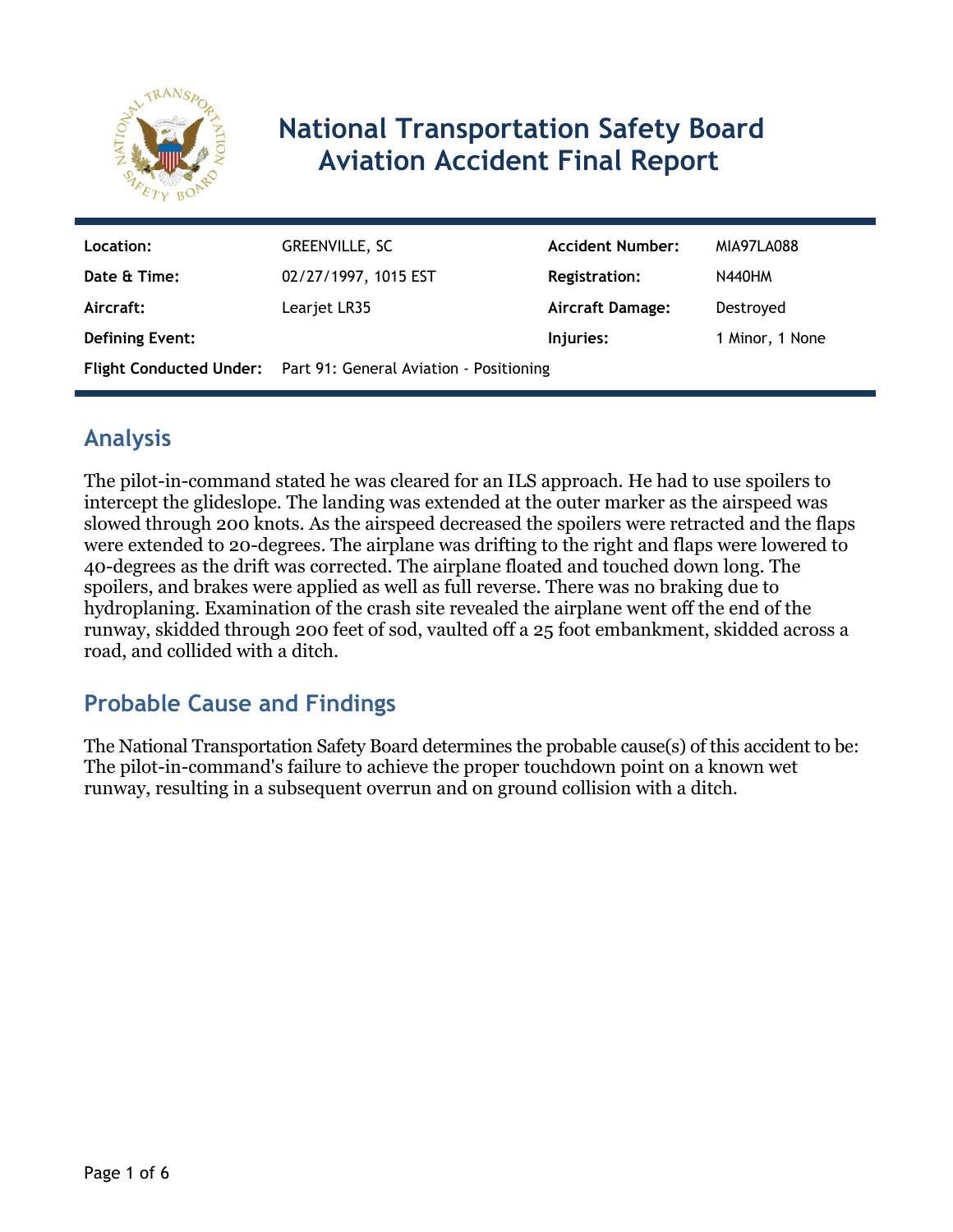# National Transportation Safety Board Aviation Accident Final Report

| | | | |
|---|---|---|---|
| **Location:** | GREENVILLE, SC | **Accident Number:** | MIA97LA088 |
| **Date & Time:** | 02/27/1997, 1015 EST | **Registration:** | N440HM |
| **Aircraft:** | Learjet LR35 | **Aircraft Damage:** | Destroyed |
| **Defining Event:** | | **Injuries:** | 1 Minor, 1 None |
| **Flight Conducted Under:** | Part 91: General Aviation - Positioning | | |

## Analysis

The pilot-in-command stated he was cleared for an ILS approach. He had to use spoilers to intercept the glideslope. The landing was extended at the outer marker as the airspeed was slowed through 200 knots. As the airspeed decreased the spoilers were retracted and the flaps were extended to 20-degrees. The airplane was drifting to the right and flaps were lowered to 40-degrees as the drift was corrected. The airplane floated and touched down long. The spoilers, and brakes were applied as well as full reverse. There was no braking due to hydroplaning. Examination of the crash site revealed the airplane went off the end of the runway, skidded through 200 feet of sod, vaulted off a 25 foot embankment, skidded across a road, and collided with a ditch.

## Probable Cause and Findings

The National Transportation Safety Board determines the probable cause(s) of this accident to be: The pilot-in-command's failure to achieve the proper touchdown point on a known wet runway, resulting in a subsequent overrun and on ground collision with a ditch.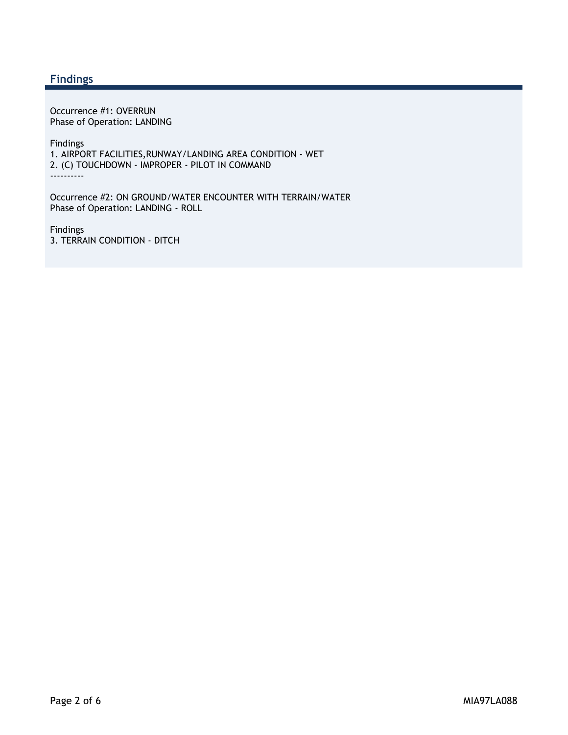## Findings

Occurrence #1: OVERRUN
Phase of Operation: LANDING

Findings
1. AIRPORT FACILITIES,RUNWAY/LANDING AREA CONDITION - WET
2. (C) TOUCHDOWN - IMPROPER - PILOT IN COMMAND

----------

Occurrence #2: ON GROUND/WATER ENCOUNTER WITH TERRAIN/WATER
Phase of Operation: LANDING - ROLL

Findings
3. TERRAIN CONDITION - DITCH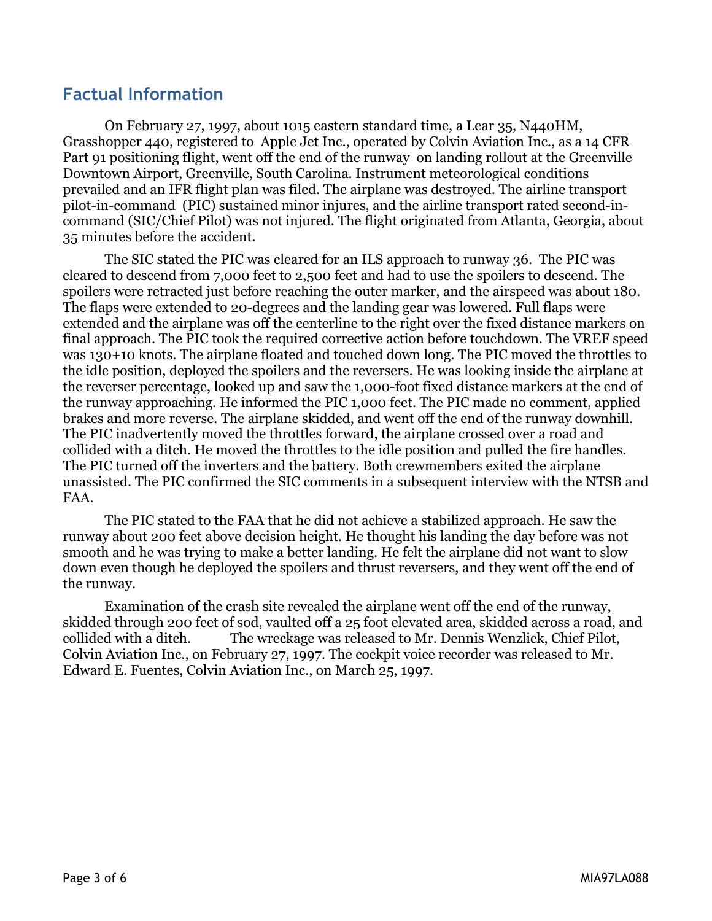## Factual Information

On February 27, 1997, about 1015 eastern standard time, a Lear 35, N440HM, Grasshopper 440, registered to Apple Jet Inc., operated by Colvin Aviation Inc., as a 14 CFR Part 91 positioning flight, went off the end of the runway on landing rollout at the Greenville Downtown Airport, Greenville, South Carolina. Instrument meteorological conditions prevailed and an IFR flight plan was filed. The airplane was destroyed. The airline transport pilot-in-command (PIC) sustained minor injures, and the airline transport rated second-in-command (SIC/Chief Pilot) was not injured. The flight originated from Atlanta, Georgia, about 35 minutes before the accident.

The SIC stated the PIC was cleared for an ILS approach to runway 36. The PIC was cleared to descend from 7,000 feet to 2,500 feet and had to use the spoilers to descend. The spoilers were retracted just before reaching the outer marker, and the airspeed was about 180. The flaps were extended to 20-degrees and the landing gear was lowered. Full flaps were extended and the airplane was off the centerline to the right over the fixed distance markers on final approach. The PIC took the required corrective action before touchdown. The VREF speed was 130+10 knots. The airplane floated and touched down long. The PIC moved the throttles to the idle position, deployed the spoilers and the reversers. He was looking inside the airplane at the reverser percentage, looked up and saw the 1,000-foot fixed distance markers at the end of the runway approaching. He informed the PIC 1,000 feet. The PIC made no comment, applied brakes and more reverse. The airplane skidded, and went off the end of the runway downhill. The PIC inadvertently moved the throttles forward, the airplane crossed over a road and collided with a ditch. He moved the throttles to the idle position and pulled the fire handles. The PIC turned off the inverters and the battery. Both crewmembers exited the airplane unassisted. The PIC confirmed the SIC comments in a subsequent interview with the NTSB and FAA.

The PIC stated to the FAA that he did not achieve a stabilized approach. He saw the runway about 200 feet above decision height. He thought his landing the day before was not smooth and he was trying to make a better landing. He felt the airplane did not want to slow down even though he deployed the spoilers and thrust reversers, and they went off the end of the runway.

Examination of the crash site revealed the airplane went off the end of the runway, skidded through 200 feet of sod, vaulted off a 25 foot elevated area, skidded across a road, and collided with a ditch. The wreckage was released to Mr. Dennis Wenzlick, Chief Pilot, Colvin Aviation Inc., on February 27, 1997. The cockpit voice recorder was released to Mr. Edward E. Fuentes, Colvin Aviation Inc., on March 25, 1997.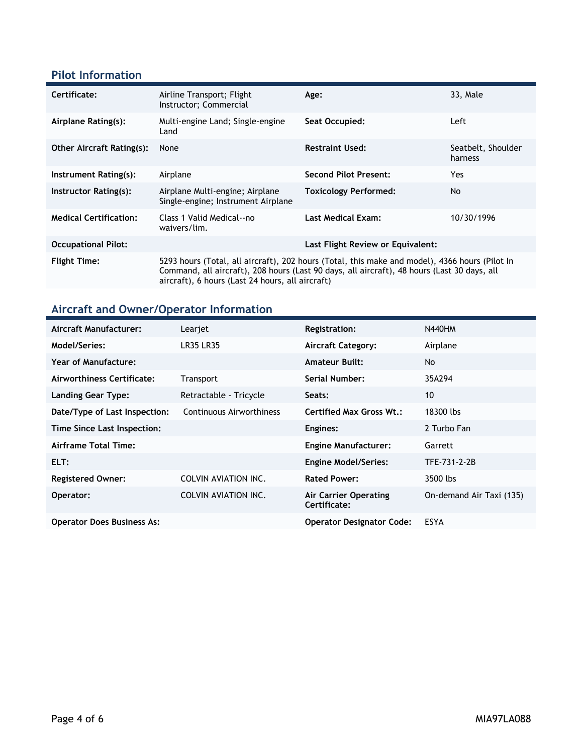## Pilot Information

| | | | |
|---|---|---|---|
| **Certificate:** | Airline Transport; Flight Instructor; Commercial | **Age:** | 33, Male |
| **Airplane Rating(s):** | Multi-engine Land; Single-engine Land | **Seat Occupied:** | Left |
| **Other Aircraft Rating(s):** | None | **Restraint Used:** | Seatbelt, Shoulder harness |
| **Instrument Rating(s):** | Airplane | **Second Pilot Present:** | Yes |
| **Instructor Rating(s):** | Airplane Multi-engine; Airplane Single-engine; Instrument Airplane | **Toxicology Performed:** | No |
| **Medical Certification:** | Class 1 Valid Medical--no waivers/lim. | **Last Medical Exam:** | 10/30/1996 |
| **Occupational Pilot:** | | **Last Flight Review or Equivalent:** | |
| **Flight Time:** | 5293 hours (Total, all aircraft), 202 hours (Total, this make and model), 4366 hours (Pilot In Command, all aircraft), 208 hours (Last 90 days, all aircraft), 48 hours (Last 30 days, all aircraft), 6 hours (Last 24 hours, all aircraft) | | |

## Aircraft and Owner/Operator Information

| | | | |
|---|---|---|---|
| **Aircraft Manufacturer:** | Learjet | **Registration:** | N440HM |
| **Model/Series:** | LR35 LR35 | **Aircraft Category:** | Airplane |
| **Year of Manufacture:** | | **Amateur Built:** | No |
| **Airworthiness Certificate:** | Transport | **Serial Number:** | 35A294 |
| **Landing Gear Type:** | Retractable - Tricycle | **Seats:** | 10 |
| **Date/Type of Last Inspection:** | Continuous Airworthiness | **Certified Max Gross Wt.:** | 18300 lbs |
| **Time Since Last Inspection:** | | **Engines:** | 2 Turbo Fan |
| **Airframe Total Time:** | | **Engine Manufacturer:** | Garrett |
| **ELT:** | | **Engine Model/Series:** | TFE-731-2-2B |
| **Registered Owner:** | COLVIN AVIATION INC. | **Rated Power:** | 3500 lbs |
| **Operator:** | COLVIN AVIATION INC. | **Air Carrier Operating Certificate:** | On-demand Air Taxi (135) |
| **Operator Does Business As:** | | **Operator Designator Code:** | ESYA |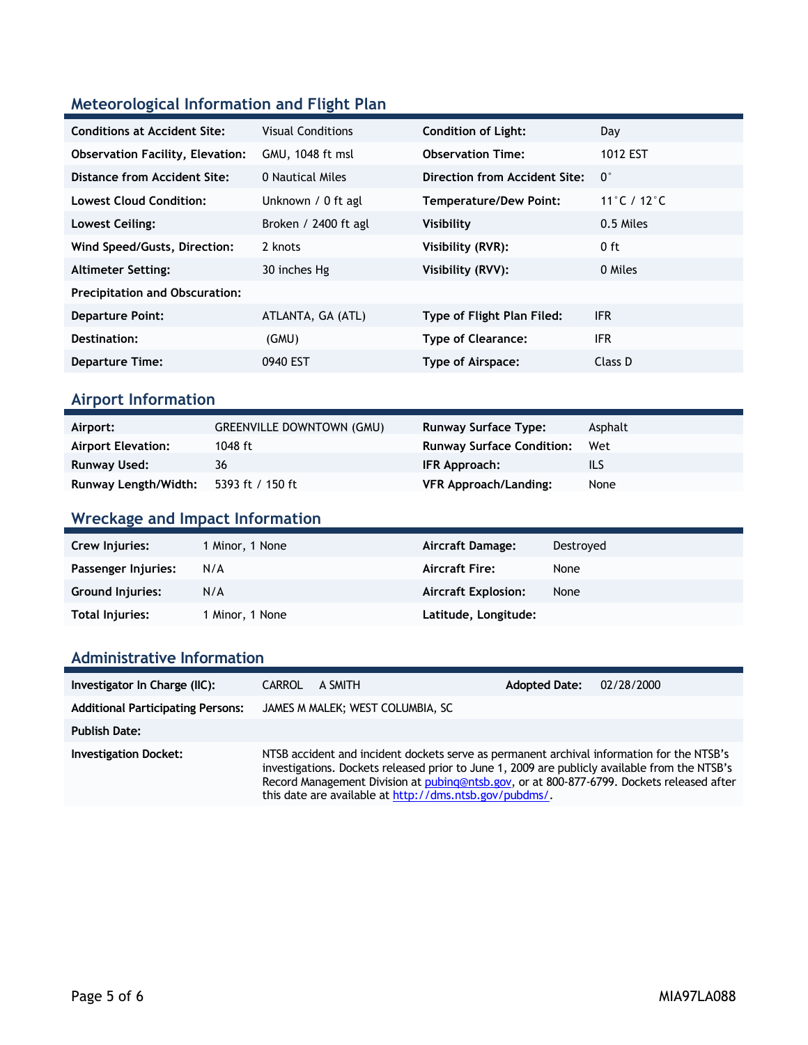## Meteorological Information and Flight Plan

| | | | |
|---|---|---|---|
| **Conditions at Accident Site:** | Visual Conditions | **Condition of Light:** | Day |
| **Observation Facility, Elevation:** | GMU, 1048 ft msl | **Observation Time:** | 1012 EST |
| **Distance from Accident Site:** | 0 Nautical Miles | **Direction from Accident Site:** | 0° |
| **Lowest Cloud Condition:** | Unknown / 0 ft agl | **Temperature/Dew Point:** | 11°C / 12°C |
| **Lowest Ceiling:** | Broken / 2400 ft agl | **Visibility** | 0.5 Miles |
| **Wind Speed/Gusts, Direction:** | 2 knots | **Visibility (RVR):** | 0 ft |
| **Altimeter Setting:** | 30 inches Hg | **Visibility (RVV):** | 0 Miles |
| **Precipitation and Obscuration:** | | | |
| **Departure Point:** | ATLANTA, GA (ATL) | **Type of Flight Plan Filed:** | IFR |
| **Destination:** | (GMU) | **Type of Clearance:** | IFR |
| **Departure Time:** | 0940 EST | **Type of Airspace:** | Class D |

## Airport Information

| | | | |
|---|---|---|---|
| **Airport:** | GREENVILLE DOWNTOWN (GMU) | **Runway Surface Type:** | Asphalt |
| **Airport Elevation:** | 1048 ft | **Runway Surface Condition:** | Wet |
| **Runway Used:** | 36 | **IFR Approach:** | ILS |
| **Runway Length/Width:** | 5393 ft / 150 ft | **VFR Approach/Landing:** | None |

## Wreckage and Impact Information

| | | | |
|---|---|---|---|
| **Crew Injuries:** | 1 Minor, 1 None | **Aircraft Damage:** | Destroyed |
| **Passenger Injuries:** | N/A | **Aircraft Fire:** | None |
| **Ground Injuries:** | N/A | **Aircraft Explosion:** | None |
| **Total Injuries:** | 1 Minor, 1 None | **Latitude, Longitude:** | |

## Administrative Information

| | | | |
|---|---|---|---|
| **Investigator In Charge (IIC):** | CARROL A SMITH | **Adopted Date:** | 02/28/2000 |
| **Additional Participating Persons:** | JAMES M MALEK; WEST COLUMBIA, SC | | |
| **Publish Date:** | | | |
| **Investigation Docket:** | NTSB accident and incident dockets serve as permanent archival information for the NTSB's investigations. Dockets released prior to June 1, 2009 are publicly available from the NTSB's Record Management Division at pubinq@ntsb.gov, or at 800-877-6799. Dockets released after this date are available at http://dms.ntsb.gov/pubdms/. | | |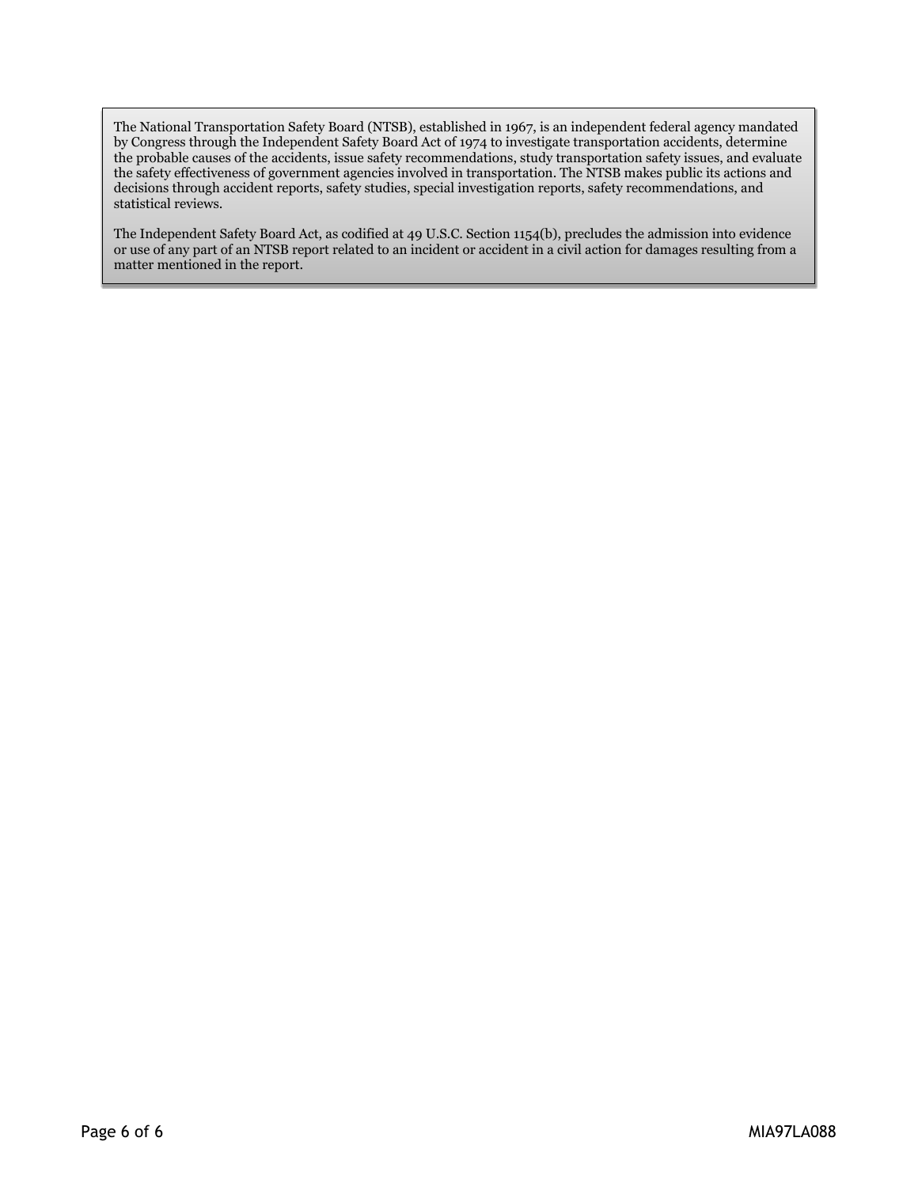The National Transportation Safety Board (NTSB), established in 1967, is an independent federal agency mandated by Congress through the Independent Safety Board Act of 1974 to investigate transportation accidents, determine the probable causes of the accidents, issue safety recommendations, study transportation safety issues, and evaluate the safety effectiveness of government agencies involved in transportation. The NTSB makes public its actions and decisions through accident reports, safety studies, special investigation reports, safety recommendations, and statistical reviews.

The Independent Safety Board Act, as codified at 49 U.S.C. Section 1154(b), precludes the admission into evidence or use of any part of an NTSB report related to an incident or accident in a civil action for damages resulting from a matter mentioned in the report.